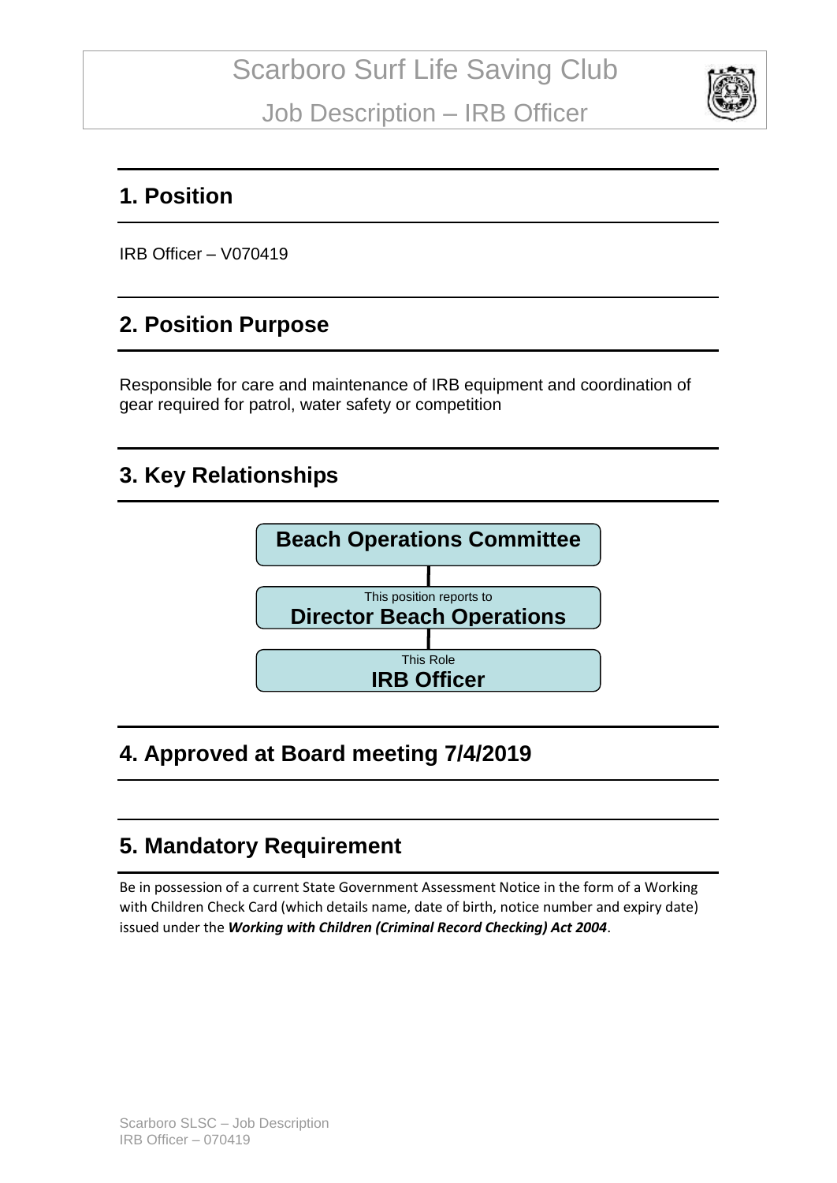# Scarboro Surf Life Saving Club

## Job Description – IRB Officer

## 1. Position

IRB Officer – V070419

## 2. Position Purpose

Responsible for care and maintenance of IRB equipment and coordination of gear required for patrol, water safety or competition

## 3. Key Relationships

**Beach Operations Committee**

This position reports to
**Director Beach Operations**

This Role
**IRB Officer**

## 4. Approved at Board meeting 7/4/2019

## 5. Mandatory Requirement

Be in possession of a current State Government Assessment Notice in the form of a Working with Children Check Card (which details name, date of birth, notice number and expiry date) issued under the ***Working with Children (Criminal Record Checking) Act 2004***.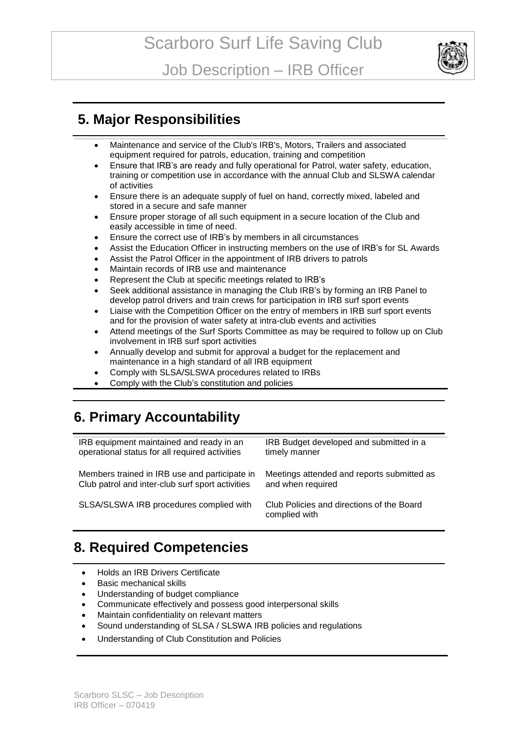## 5. Major Responsibilities

- Maintenance and service of the Club's IRB's, Motors, Trailers and associated equipment required for patrols, education, training and competition
- Ensure that IRB's are ready and fully operational for Patrol, water safety, education, training or competition use in accordance with the annual Club and SLSWA calendar of activities
- Ensure there is an adequate supply of fuel on hand, correctly mixed, labeled and stored in a secure and safe manner
- Ensure proper storage of all such equipment in a secure location of the Club and easily accessible in time of need.
- Ensure the correct use of IRB's by members in all circumstances
- Assist the Education Officer in instructing members on the use of IRB's for SL Awards
- Assist the Patrol Officer in the appointment of IRB drivers to patrols
- Maintain records of IRB use and maintenance
- Represent the Club at specific meetings related to IRB's
- Seek additional assistance in managing the Club IRB's by forming an IRB Panel to develop patrol drivers and train crews for participation in IRB surf sport events
- Liaise with the Competition Officer on the entry of members in IRB surf sport events and for the provision of water safety at intra-club events and activities
- Attend meetings of the Surf Sports Committee as may be required to follow up on Club involvement in IRB surf sport activities
- Annually develop and submit for approval a budget for the replacement and maintenance in a high standard of all IRB equipment
- Comply with SLSA/SLSWA procedures related to IRBs
- Comply with the Club's constitution and policies

## 6. Primary Accountability

| | |
|---|---|
| IRB equipment maintained and ready in an operational status for all required activities | IRB Budget developed and submitted in a timely manner |
| Members trained in IRB use and participate in Club patrol and inter-club surf sport activities | Meetings attended and reports submitted as and when required |
| SLSA/SLSWA IRB procedures complied with | Club Policies and directions of the Board complied with |

## 8. Required Competencies

- Holds an IRB Drivers Certificate
- Basic mechanical skills
- Understanding of budget compliance
- Communicate effectively and possess good interpersonal skills
- Maintain confidentiality on relevant matters
- Sound understanding of SLSA / SLSWA IRB policies and regulations
- Understanding of Club Constitution and Policies